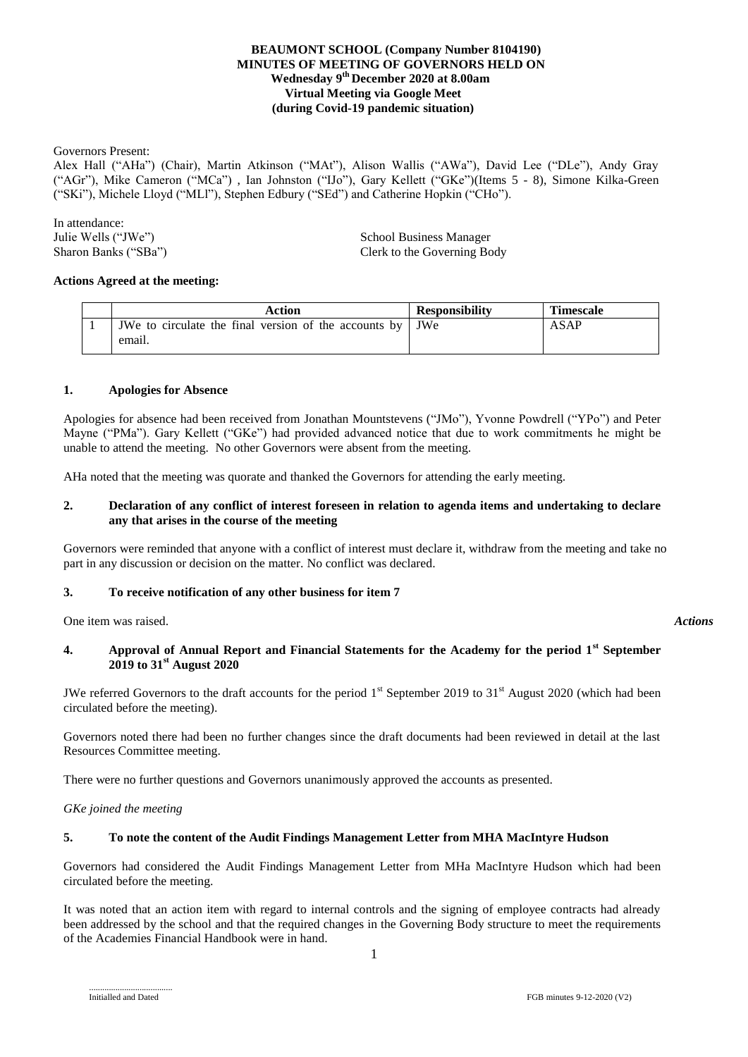**BEAUMONT SCHOOL (Company Number 8104190)**
**MINUTES OF MEETING OF GOVERNORS HELD ON**
**Wednesday 9th December 2020 at 8.00am**
**Virtual Meeting via Google Meet**
**(during Covid-19 pandemic situation)**

Governors Present:
Alex Hall ("AHa") (Chair), Martin Atkinson ("MAt"), Alison Wallis ("AWa"), David Lee ("DLe"), Andy Gray ("AGr"), Mike Cameron ("MCa") , Ian Johnston ("IJo"), Gary Kellett ("GKe")(Items 5 - 8), Simone Kilka-Green ("SKi"), Michele Lloyd ("MLl"), Stephen Edbury ("SEd") and Catherine Hopkin ("CHo").

In attendance:
Julie Wells ("JWe") School Business Manager
Sharon Banks ("SBa") Clerk to the Governing Body

**Actions Agreed at the meeting:**

| | Action | Responsibility | Timescale |
|---|---|---|---|
| 1 | JWe to circulate the final version of the accounts by email. | JWe | ASAP |

### 1. Apologies for Absence

Apologies for absence had been received from Jonathan Mountstevens ("JMo"), Yvonne Powdrell ("YPo") and Peter Mayne ("PMa"). Gary Kellett ("GKe") had provided advanced notice that due to work commitments he might be unable to attend the meeting. No other Governors were absent from the meeting.

AHa noted that the meeting was quorate and thanked the Governors for attending the early meeting.

### 2. Declaration of any conflict of interest foreseen in relation to agenda items and undertaking to declare any that arises in the course of the meeting

Governors were reminded that anyone with a conflict of interest must declare it, withdraw from the meeting and take no part in any discussion or decision on the matter. No conflict was declared.

### 3. To receive notification of any other business for item 7

One item was raised.

*Actions*

### 4. Approval of Annual Report and Financial Statements for the Academy for the period 1st September 2019 to 31st August 2020

JWe referred Governors to the draft accounts for the period 1st September 2019 to 31st August 2020 (which had been circulated before the meeting).

Governors noted there had been no further changes since the draft documents had been reviewed in detail at the last Resources Committee meeting.

There were no further questions and Governors unanimously approved the accounts as presented.

*GKe joined the meeting*

### 5. To note the content of the Audit Findings Management Letter from MHA MacIntyre Hudson

Governors had considered the Audit Findings Management Letter from MHa MacIntyre Hudson which had been circulated before the meeting.

It was noted that an action item with regard to internal controls and the signing of employee contracts had already been addressed by the school and that the required changes in the Governing Body structure to meet the requirements of the Academies Financial Handbook were in hand.

.....................................
Initialled and Dated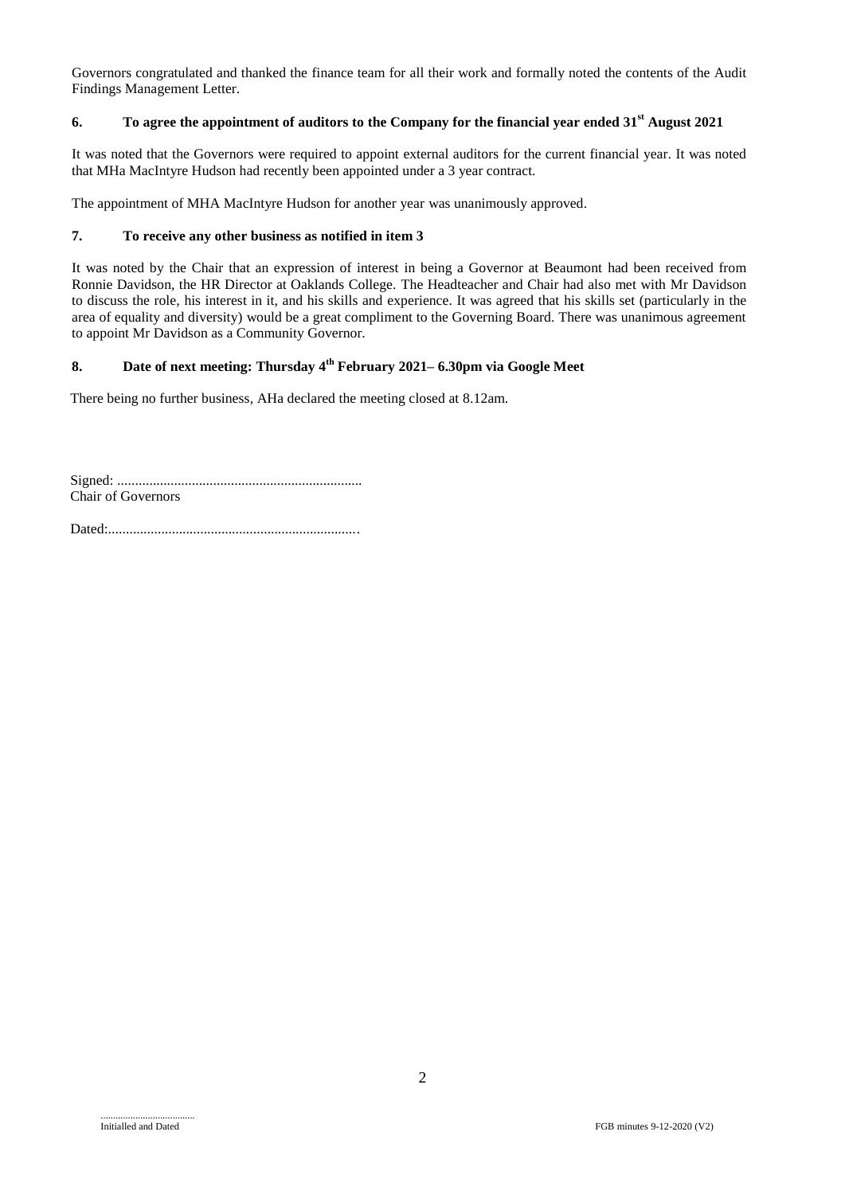Governors congratulated and thanked the finance team for all their work and formally noted the contents of the Audit Findings Management Letter.

## 6. To agree the appointment of auditors to the Company for the financial year ended 31st August 2021

It was noted that the Governors were required to appoint external auditors for the current financial year. It was noted that MHa MacIntyre Hudson had recently been appointed under a 3 year contract.

The appointment of MHA MacIntyre Hudson for another year was unanimously approved.

## 7. To receive any other business as notified in item 3

It was noted by the Chair that an expression of interest in being a Governor at Beaumont had been received from Ronnie Davidson, the HR Director at Oaklands College. The Headteacher and Chair had also met with Mr Davidson to discuss the role, his interest in it, and his skills and experience. It was agreed that his skills set (particularly in the area of equality and diversity) would be a great compliment to the Governing Board. There was unanimous agreement to appoint Mr Davidson as a Community Governor.

## 8. Date of next meeting: Thursday 4th February 2021– 6.30pm via Google Meet

There being no further business, AHa declared the meeting closed at 8.12am.

Signed: ....................................................................
Chair of Governors

Dated:......................................................................

.....................................
Initialled and Dated

FGB minutes 9-12-2020 (V2)